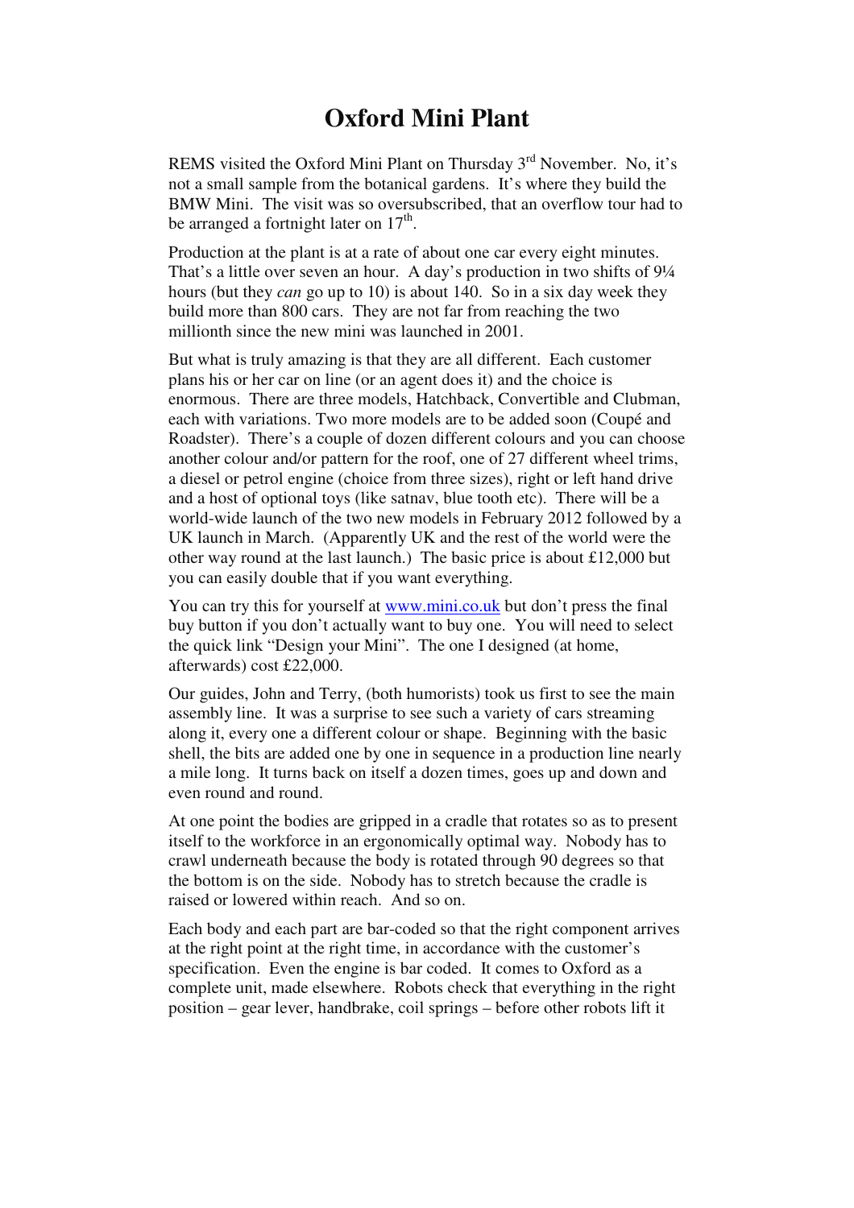# Oxford Mini Plant

REMS visited the Oxford Mini Plant on Thursday 3rd November. No, it's not a small sample from the botanical gardens. It's where they build the BMW Mini. The visit was so oversubscribed, that an overflow tour had to be arranged a fortnight later on 17th.

Production at the plant is at a rate of about one car every eight minutes. That's a little over seven an hour. A day's production in two shifts of 9¼ hours (but they *can* go up to 10) is about 140. So in a six day week they build more than 800 cars. They are not far from reaching the two millionth since the new mini was launched in 2001.

But what is truly amazing is that they are all different. Each customer plans his or her car on line (or an agent does it) and the choice is enormous. There are three models, Hatchback, Convertible and Clubman, each with variations. Two more models are to be added soon (Coupé and Roadster). There's a couple of dozen different colours and you can choose another colour and/or pattern for the roof, one of 27 different wheel trims, a diesel or petrol engine (choice from three sizes), right or left hand drive and a host of optional toys (like satnav, blue tooth etc). There will be a world-wide launch of the two new models in February 2012 followed by a UK launch in March. (Apparently UK and the rest of the world were the other way round at the last launch.) The basic price is about £12,000 but you can easily double that if you want everything.

You can try this for yourself at [www.mini.co.uk](http://www.mini.co.uk) but don't press the final buy button if you don't actually want to buy one. You will need to select the quick link "Design your Mini". The one I designed (at home, afterwards) cost £22,000.

Our guides, John and Terry, (both humorists) took us first to see the main assembly line. It was a surprise to see such a variety of cars streaming along it, every one a different colour or shape. Beginning with the basic shell, the bits are added one by one in sequence in a production line nearly a mile long. It turns back on itself a dozen times, goes up and down and even round and round.

At one point the bodies are gripped in a cradle that rotates so as to present itself to the workforce in an ergonomically optimal way. Nobody has to crawl underneath because the body is rotated through 90 degrees so that the bottom is on the side. Nobody has to stretch because the cradle is raised or lowered within reach. And so on.

Each body and each part are bar-coded so that the right component arrives at the right point at the right time, in accordance with the customer's specification. Even the engine is bar coded. It comes to Oxford as a complete unit, made elsewhere. Robots check that everything in the right position – gear lever, handbrake, coil springs – before other robots lift it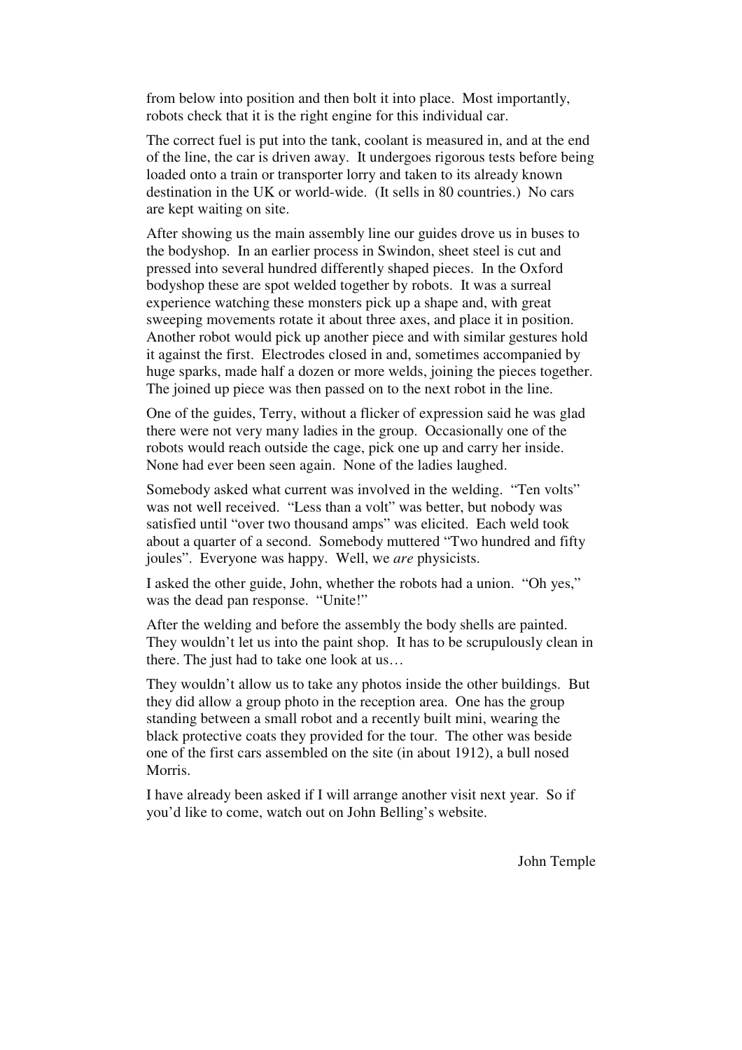from below into position and then bolt it into place. Most importantly, robots check that it is the right engine for this individual car.

The correct fuel is put into the tank, coolant is measured in, and at the end of the line, the car is driven away. It undergoes rigorous tests before being loaded onto a train or transporter lorry and taken to its already known destination in the UK or world-wide. (It sells in 80 countries.) No cars are kept waiting on site.

After showing us the main assembly line our guides drove us in buses to the bodyshop. In an earlier process in Swindon, sheet steel is cut and pressed into several hundred differently shaped pieces. In the Oxford bodyshop these are spot welded together by robots. It was a surreal experience watching these monsters pick up a shape and, with great sweeping movements rotate it about three axes, and place it in position. Another robot would pick up another piece and with similar gestures hold it against the first. Electrodes closed in and, sometimes accompanied by huge sparks, made half a dozen or more welds, joining the pieces together. The joined up piece was then passed on to the next robot in the line.

One of the guides, Terry, without a flicker of expression said he was glad there were not very many ladies in the group. Occasionally one of the robots would reach outside the cage, pick one up and carry her inside. None had ever been seen again. None of the ladies laughed.

Somebody asked what current was involved in the welding. "Ten volts" was not well received. "Less than a volt" was better, but nobody was satisfied until "over two thousand amps" was elicited. Each weld took about a quarter of a second. Somebody muttered "Two hundred and fifty joules". Everyone was happy. Well, we *are* physicists.

I asked the other guide, John, whether the robots had a union. "Oh yes," was the dead pan response. "Unite!"

After the welding and before the assembly the body shells are painted. They wouldn't let us into the paint shop. It has to be scrupulously clean in there. The just had to take one look at us…

They wouldn't allow us to take any photos inside the other buildings. But they did allow a group photo in the reception area. One has the group standing between a small robot and a recently built mini, wearing the black protective coats they provided for the tour. The other was beside one of the first cars assembled on the site (in about 1912), a bull nosed Morris.

I have already been asked if I will arrange another visit next year. So if you'd like to come, watch out on John Belling's website.

John Temple